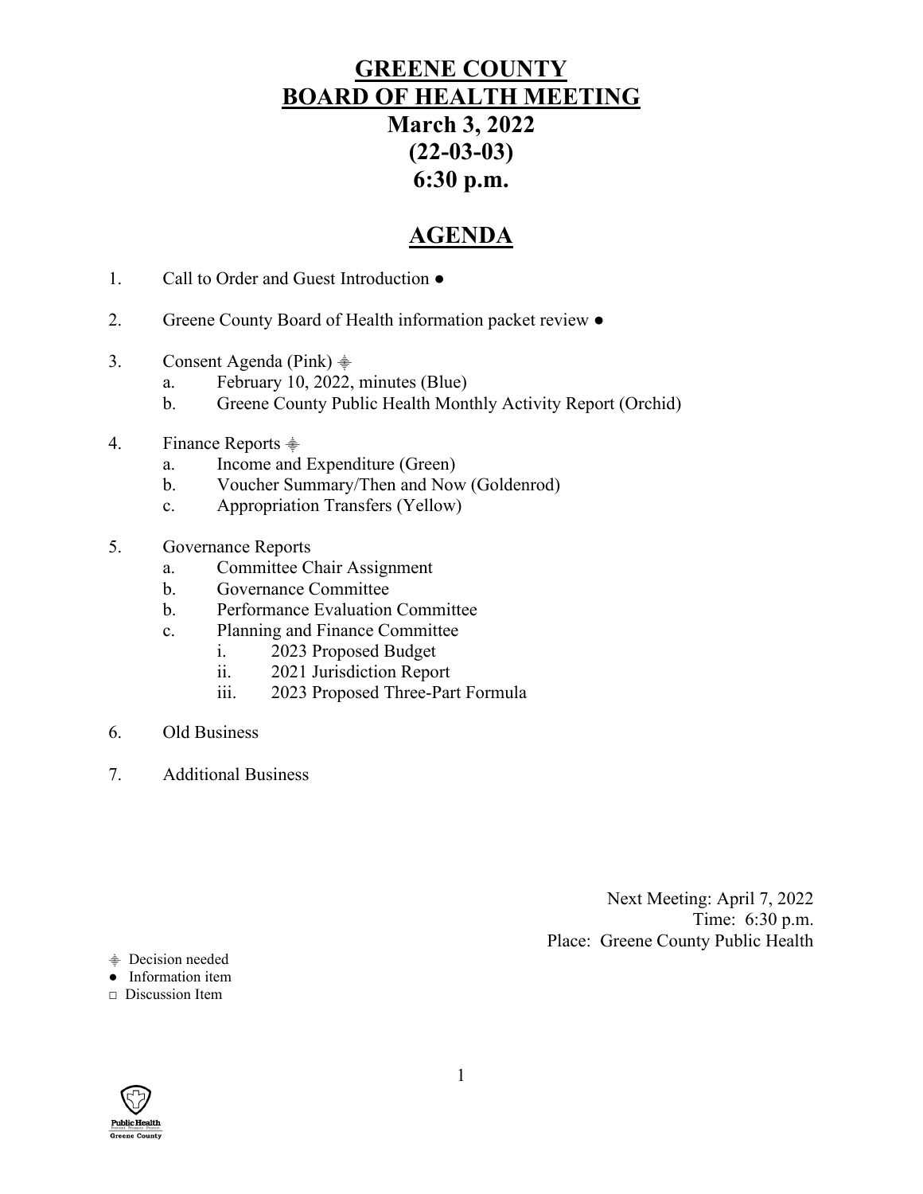# GREENE COUNTY
# BOARD OF HEALTH MEETING
## March 3, 2022
## (22-03-03)
## 6:30 p.m.

## AGENDA

1. Call to Order and Guest Introduction ●

2. Greene County Board of Health information packet review ●

3. Consent Agenda (Pink) ⯁
   a. February 10, 2022, minutes (Blue)
   b. Greene County Public Health Monthly Activity Report (Orchid)

4. Finance Reports ⯁
   a. Income and Expenditure (Green)
   b. Voucher Summary/Then and Now (Goldenrod)
   c. Appropriation Transfers (Yellow)

5. Governance Reports
   a. Committee Chair Assignment
   b. Governance Committee
   b. Performance Evaluation Committee
   c. Planning and Finance Committee
      i. 2023 Proposed Budget
      ii. 2021 Jurisdiction Report
      iii. 2023 Proposed Three-Part Formula

6. Old Business

7. Additional Business

Next Meeting: April 7, 2022
Time: 6:30 p.m.
Place: Greene County Public Health

⯁ Decision needed
● Information item
□ Discussion Item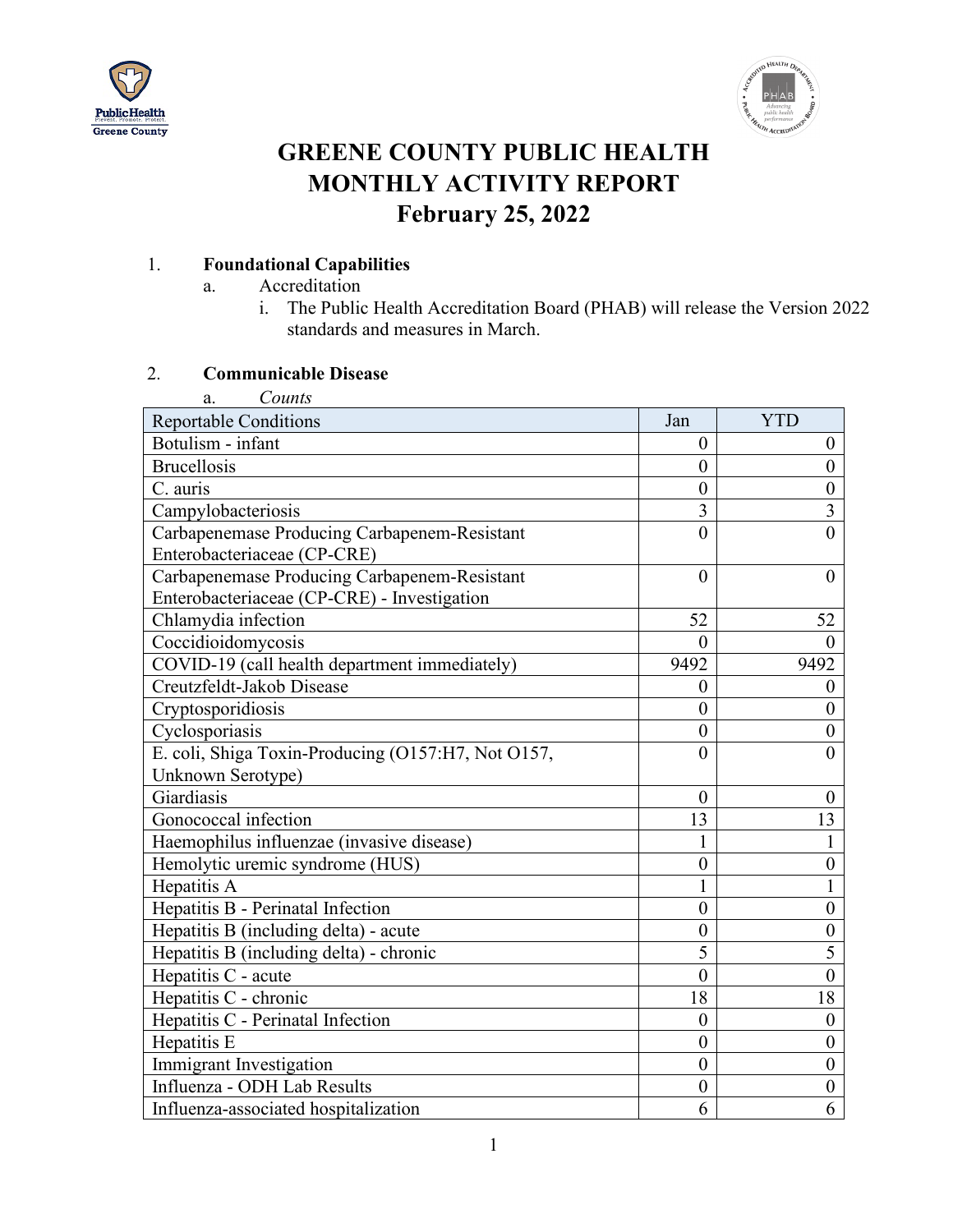# GREENE COUNTY PUBLIC HEALTH
# MONTHLY ACTIVITY REPORT
# February 25, 2022

1. **Foundational Capabilities**
   a. Accreditation
      i. The Public Health Accreditation Board (PHAB) will release the Version 2022 standards and measures in March.

2. **Communicable Disease**
   a. *Counts*

| Reportable Conditions | Jan | YTD |
| --- | --- | --- |
| Botulism - infant | 0 | 0 |
| Brucellosis | 0 | 0 |
| C. auris | 0 | 0 |
| Campylobacteriosis | 3 | 3 |
| Carbapenemase Producing Carbapenem-Resistant Enterobacteriaceae (CP-CRE) | 0 | 0 |
| Carbapenemase Producing Carbapenem-Resistant Enterobacteriaceae (CP-CRE) - Investigation | 0 | 0 |
| Chlamydia infection | 52 | 52 |
| Coccidioidomycosis | 0 | 0 |
| COVID-19 (call health department immediately) | 9492 | 9492 |
| Creutzfeldt-Jakob Disease | 0 | 0 |
| Cryptosporidiosis | 0 | 0 |
| Cyclosporiasis | 0 | 0 |
| E. coli, Shiga Toxin-Producing (O157:H7, Not O157, Unknown Serotype) | 0 | 0 |
| Giardiasis | 0 | 0 |
| Gonococcal infection | 13 | 13 |
| Haemophilus influenzae (invasive disease) | 1 | 1 |
| Hemolytic uremic syndrome (HUS) | 0 | 0 |
| Hepatitis A | 1 | 1 |
| Hepatitis B - Perinatal Infection | 0 | 0 |
| Hepatitis B (including delta) - acute | 0 | 0 |
| Hepatitis B (including delta) - chronic | 5 | 5 |
| Hepatitis C - acute | 0 | 0 |
| Hepatitis C - chronic | 18 | 18 |
| Hepatitis C - Perinatal Infection | 0 | 0 |
| Hepatitis E | 0 | 0 |
| Immigrant Investigation | 0 | 0 |
| Influenza - ODH Lab Results | 0 | 0 |
| Influenza-associated hospitalization | 6 | 6 |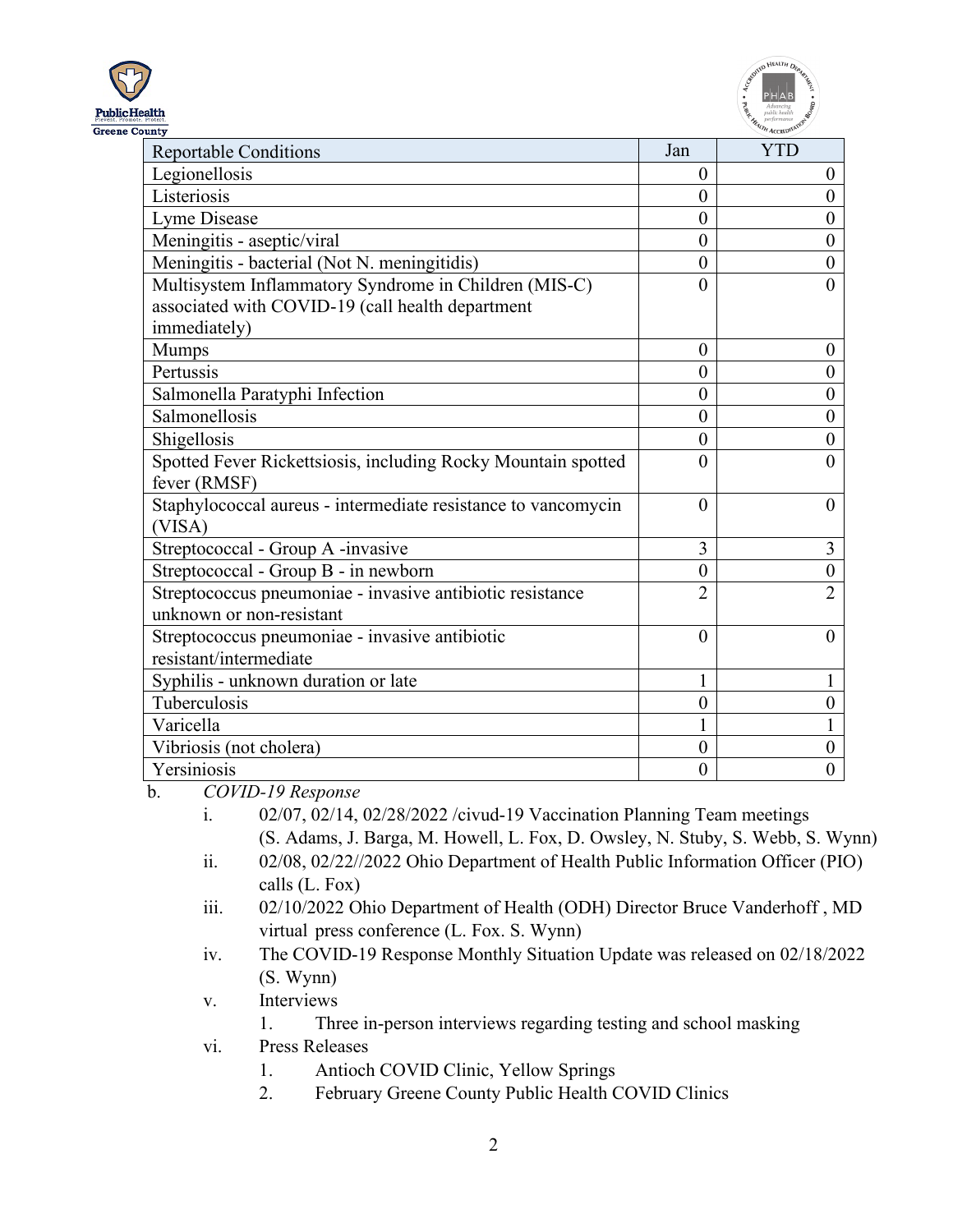| Reportable Conditions | Jan | YTD |
|---|---|---|
| Legionellosis | 0 | 0 |
| Listeriosis | 0 | 0 |
| Lyme Disease | 0 | 0 |
| Meningitis - aseptic/viral | 0 | 0 |
| Meningitis - bacterial (Not N. meningitidis) | 0 | 0 |
| Multisystem Inflammatory Syndrome in Children (MIS-C) associated with COVID-19 (call health department immediately) | 0 | 0 |
| Mumps | 0 | 0 |
| Pertussis | 0 | 0 |
| Salmonella Paratyphi Infection | 0 | 0 |
| Salmonellosis | 0 | 0 |
| Shigellosis | 0 | 0 |
| Spotted Fever Rickettsiosis, including Rocky Mountain spotted fever (RMSF) | 0 | 0 |
| Staphylococcal aureus - intermediate resistance to vancomycin (VISA) | 0 | 0 |
| Streptococcal - Group A -invasive | 3 | 3 |
| Streptococcal - Group B - in newborn | 0 | 0 |
| Streptococcus pneumoniae - invasive antibiotic resistance unknown or non-resistant | 2 | 2 |
| Streptococcus pneumoniae - invasive antibiotic resistant/intermediate | 0 | 0 |
| Syphilis - unknown duration or late | 1 | 1 |
| Tuberculosis | 0 | 0 |
| Varicella | 1 | 1 |
| Vibriosis (not cholera) | 0 | 0 |
| Yersiniosis | 0 | 0 |

b. *COVID-19 Response*

- i. 02/07, 02/14, 02/28/2022 /civud-19 Vaccination Planning Team meetings (S. Adams, J. Barga, M. Howell, L. Fox, D. Owsley, N. Stuby, S. Webb, S. Wynn)
- ii. 02/08, 02/22//2022 Ohio Department of Health Public Information Officer (PIO) calls (L. Fox)
- iii. 02/10/2022 Ohio Department of Health (ODH) Director Bruce Vanderhoff , MD virtual press conference (L. Fox. S. Wynn)
- iv. The COVID-19 Response Monthly Situation Update was released on 02/18/2022 (S. Wynn)
- v. Interviews
  1. Three in-person interviews regarding testing and school masking
- vi. Press Releases
  1. Antioch COVID Clinic, Yellow Springs
  2. February Greene County Public Health COVID Clinics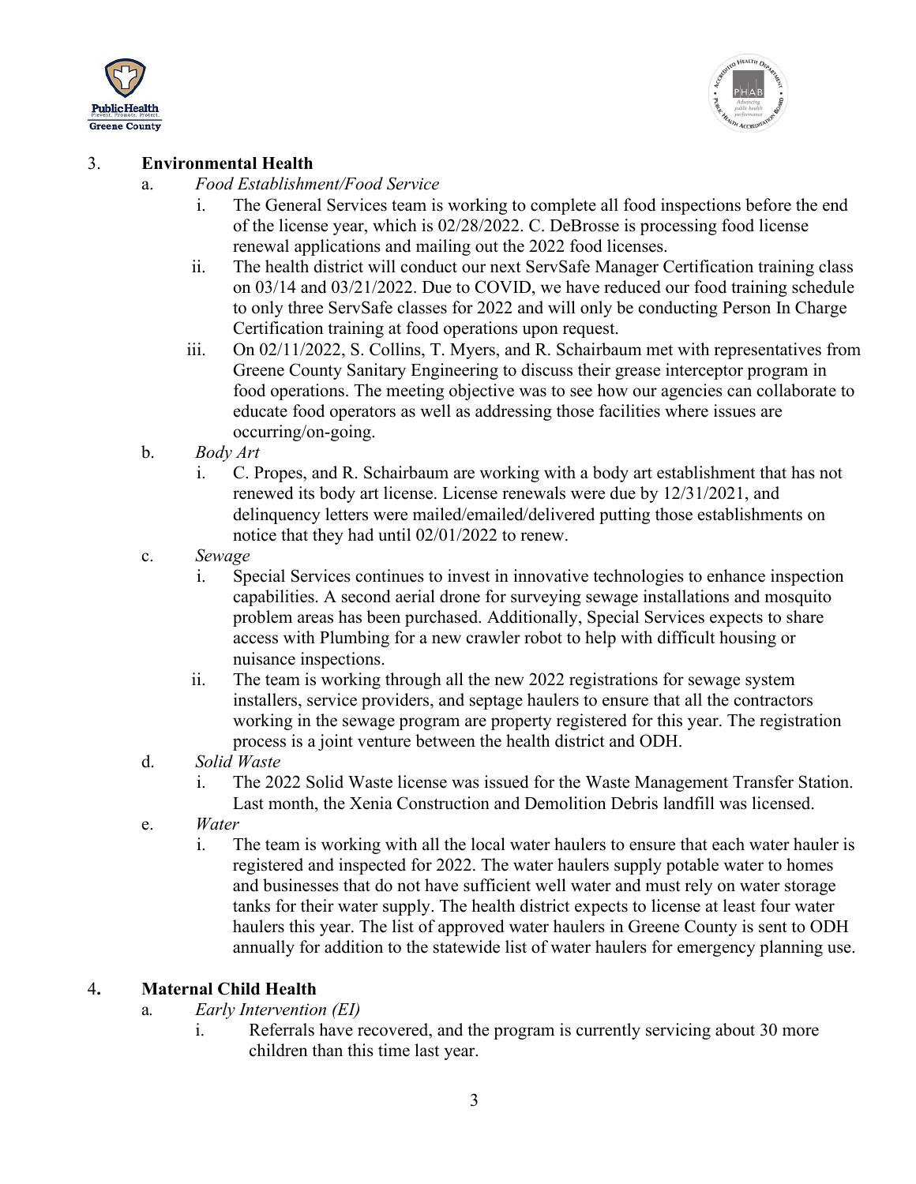3. **Environmental Health**

   a. *Food Establishment/Food Service*

      i. The General Services team is working to complete all food inspections before the end of the license year, which is 02/28/2022. C. DeBrosse is processing food license renewal applications and mailing out the 2022 food licenses.

      ii. The health district will conduct our next ServSafe Manager Certification training class on 03/14 and 03/21/2022. Due to COVID, we have reduced our food training schedule to only three ServSafe classes for 2022 and will only be conducting Person In Charge Certification training at food operations upon request.

      iii. On 02/11/2022, S. Collins, T. Myers, and R. Schairbaum met with representatives from Greene County Sanitary Engineering to discuss their grease interceptor program in food operations. The meeting objective was to see how our agencies can collaborate to educate food operators as well as addressing those facilities where issues are occurring/on-going.

   b. *Body Art*

      i. C. Propes, and R. Schairbaum are working with a body art establishment that has not renewed its body art license. License renewals were due by 12/31/2021, and delinquency letters were mailed/emailed/delivered putting those establishments on notice that they had until 02/01/2022 to renew.

   c. *Sewage*

      i. Special Services continues to invest in innovative technologies to enhance inspection capabilities. A second aerial drone for surveying sewage installations and mosquito problem areas has been purchased. Additionally, Special Services expects to share access with Plumbing for a new crawler robot to help with difficult housing or nuisance inspections.

      ii. The team is working through all the new 2022 registrations for sewage system installers, service providers, and septage haulers to ensure that all the contractors working in the sewage program are property registered for this year. The registration process is a joint venture between the health district and ODH.

   d. *Solid Waste*

      i. The 2022 Solid Waste license was issued for the Waste Management Transfer Station. Last month, the Xenia Construction and Demolition Debris landfill was licensed.

   e. *Water*

      i. The team is working with all the local water haulers to ensure that each water hauler is registered and inspected for 2022. The water haulers supply potable water to homes and businesses that do not have sufficient well water and must rely on water storage tanks for their water supply. The health district expects to license at least four water haulers this year. The list of approved water haulers in Greene County is sent to ODH annually for addition to the statewide list of water haulers for emergency planning use.

4. **Maternal Child Health**

   a. *Early Intervention (EI)*

      i. Referrals have recovered, and the program is currently servicing about 30 more children than this time last year.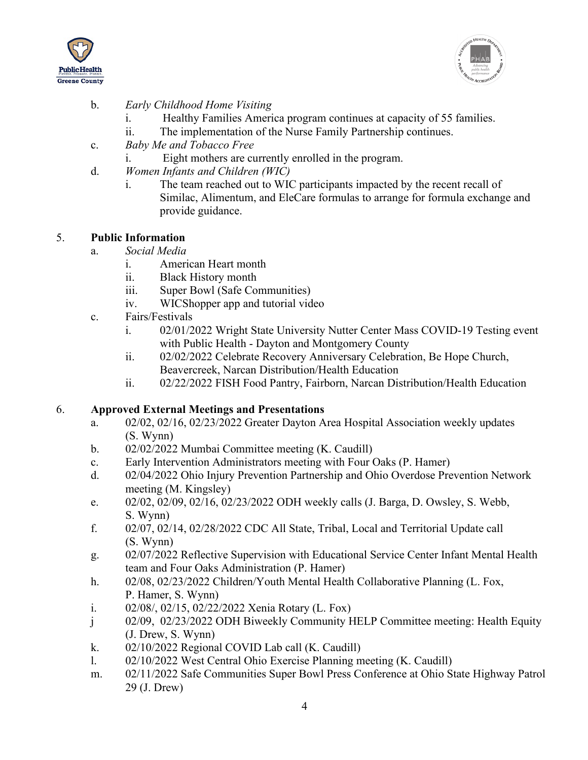b. *Early Childhood Home Visiting*
   i. Healthy Families America program continues at capacity of 55 families.
   ii. The implementation of the Nurse Family Partnership continues.

c. *Baby Me and Tobacco Free*
   i. Eight mothers are currently enrolled in the program.

d. *Women Infants and Children (WIC)*
   i. The team reached out to WIC participants impacted by the recent recall of Similac, Alimentum, and EleCare formulas to arrange for formula exchange and provide guidance.

5. **Public Information**

a. *Social Media*
   i. American Heart month
   ii. Black History month
   iii. Super Bowl (Safe Communities)
   iv. WICShopper app and tutorial video

c. Fairs/Festivals
   i. 02/01/2022 Wright State University Nutter Center Mass COVID-19 Testing event with Public Health - Dayton and Montgomery County
   ii. 02/02/2022 Celebrate Recovery Anniversary Celebration, Be Hope Church, Beavercreek, Narcan Distribution/Health Education
   ii. 02/22/2022 FISH Food Pantry, Fairborn, Narcan Distribution/Health Education

6. **Approved External Meetings and Presentations**

a. 02/02, 02/16, 02/23/2022 Greater Dayton Area Hospital Association weekly updates (S. Wynn)
b. 02/02/2022 Mumbai Committee meeting (K. Caudill)
c. Early Intervention Administrators meeting with Four Oaks (P. Hamer)
d. 02/04/2022 Ohio Injury Prevention Partnership and Ohio Overdose Prevention Network meeting (M. Kingsley)
e. 02/02, 02/09, 02/16, 02/23/2022 ODH weekly calls (J. Barga, D. Owsley, S. Webb, S. Wynn)
f. 02/07, 02/14, 02/28/2022 CDC All State, Tribal, Local and Territorial Update call (S. Wynn)
g. 02/07/2022 Reflective Supervision with Educational Service Center Infant Mental Health team and Four Oaks Administration (P. Hamer)
h. 02/08, 02/23/2022 Children/Youth Mental Health Collaborative Planning (L. Fox, P. Hamer, S. Wynn)
i. 02/08/, 02/15, 02/22/2022 Xenia Rotary (L. Fox)
j 02/09, 02/23/2022 ODH Biweekly Community HELP Committee meeting: Health Equity (J. Drew, S. Wynn)
k. 02/10/2022 Regional COVID Lab call (K. Caudill)
l. 02/10/2022 West Central Ohio Exercise Planning meeting (K. Caudill)
m. 02/11/2022 Safe Communities Super Bowl Press Conference at Ohio State Highway Patrol 29 (J. Drew)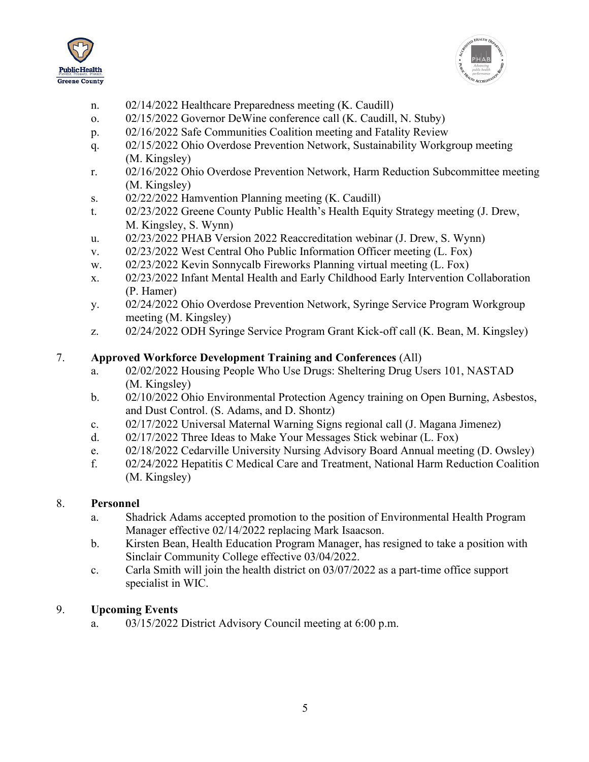n. 02/14/2022 Healthcare Preparedness meeting (K. Caudill)
o. 02/15/2022 Governor DeWine conference call (K. Caudill, N. Stuby)
p. 02/16/2022 Safe Communities Coalition meeting and Fatality Review
q. 02/15/2022 Ohio Overdose Prevention Network, Sustainability Workgroup meeting (M. Kingsley)
r. 02/16/2022 Ohio Overdose Prevention Network, Harm Reduction Subcommittee meeting (M. Kingsley)
s. 02/22/2022 Hamvention Planning meeting (K. Caudill)
t. 02/23/2022 Greene County Public Health's Health Equity Strategy meeting (J. Drew, M. Kingsley, S. Wynn)
u. 02/23/2022 PHAB Version 2022 Reaccreditation webinar (J. Drew, S. Wynn)
v. 02/23/2022 West Central Oho Public Information Officer meeting (L. Fox)
w. 02/23/2022 Kevin Sonnycalb Fireworks Planning virtual meeting (L. Fox)
x. 02/23/2022 Infant Mental Health and Early Childhood Early Intervention Collaboration (P. Hamer)
y. 02/24/2022 Ohio Overdose Prevention Network, Syringe Service Program Workgroup meeting (M. Kingsley)
z. 02/24/2022 ODH Syringe Service Program Grant Kick-off call (K. Bean, M. Kingsley)

7. **Approved Workforce Development Training and Conferences** (All)
   a. 02/02/2022 Housing People Who Use Drugs: Sheltering Drug Users 101, NASTAD (M. Kingsley)
   b. 02/10/2022 Ohio Environmental Protection Agency training on Open Burning, Asbestos, and Dust Control. (S. Adams, and D. Shontz)
   c. 02/17/2022 Universal Maternal Warning Signs regional call (J. Magana Jimenez)
   d. 02/17/2022 Three Ideas to Make Your Messages Stick webinar (L. Fox)
   e. 02/18/2022 Cedarville University Nursing Advisory Board Annual meeting (D. Owsley)
   f. 02/24/2022 Hepatitis C Medical Care and Treatment, National Harm Reduction Coalition (M. Kingsley)

8. **Personnel**
   a. Shadrick Adams accepted promotion to the position of Environmental Health Program Manager effective 02/14/2022 replacing Mark Isaacson.
   b. Kirsten Bean, Health Education Program Manager, has resigned to take a position with Sinclair Community College effective 03/04/2022.
   c. Carla Smith will join the health district on 03/07/2022 as a part-time office support specialist in WIC.

9. **Upcoming Events**
   a. 03/15/2022 District Advisory Council meeting at 6:00 p.m.